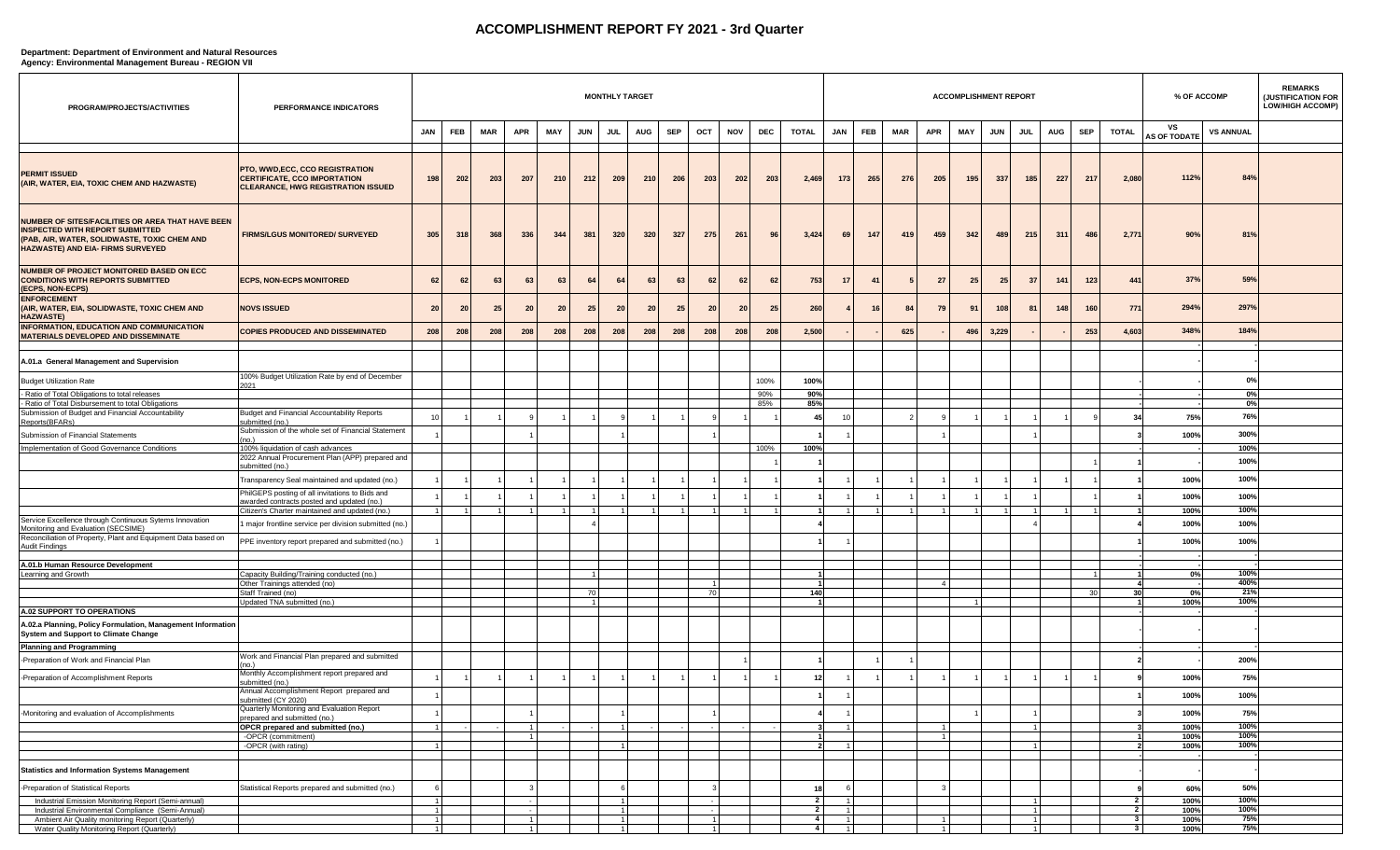# ACCOMPLISHMENT REPORT FY 2021 - 3rd Quarter

**Department: Department of Environment and Natural Resources**
**Agency: Environmental Management Bureau - REGION VII**

| PROGRAM/PROJECTS/ACTIVITIES | PERFORMANCE INDICATORS | MONTHLY TARGET | | | | | | | | | | | | | ACCOMPLISHMENT REPORT | | | | | | | | | | % OF ACCOMP | | REMARKS (JUSTIFICATION FOR LOW/HIGH ACCOMP) |
|---|---|---|---|---|---|---|---|---|---|---|---|---|---|---|---|---|---|---|---|---|---|---|---|---|---|---|---|
| | | JAN | FEB | MAR | APR | MAY | JUN | JUL | AUG | SEP | OCT | NOV | DEC | TOTAL | JAN | FEB | MAR | APR | MAY | JUN | JUL | AUG | SEP | TOTAL | VS AS OF TODATE | VS ANNUAL | |
| **PERMIT ISSUED (AIR, WATER, EIA, TOXIC CHEM AND HAZWASTE)** | **PTO, WWD,ECC, CCO REGISTRATION CERTIFICATE, CCO IMPORTATION CLEARANCE, HWG REGISTRATION ISSUED** | 198 | 202 | 203 | 207 | 210 | 212 | 209 | 210 | 206 | 203 | 202 | 203 | 2,469 | 173 | 265 | 276 | 205 | 195 | 337 | 185 | 227 | 217 | 2,080 | 112% | 84% | |
| **NUMBER OF SITES/FACILITIES OR AREA THAT HAVE BEEN INSPECTED WITH REPORT SUBMITTED (PAB, AIR, WATER, SOLIDWASTE, TOXIC CHEM AND HAZWASTE) AND EIA- FIRMS SURVEYED** | **FIRMS/LGUS MONITORED/ SURVEYED** | 305 | 318 | 368 | 336 | 344 | 381 | 320 | 320 | 327 | 275 | 261 | 96 | 3,424 | 69 | 147 | 419 | 459 | 342 | 489 | 215 | 311 | 486 | 2,771 | 90% | 81% | |
| **NUMBER OF PROJECT MONITORED BASED ON ECC CONDITIONS WITH REPORTS SUBMITTED (ECPS, NON-ECPS)** | **ECPS, NON-ECPS MONITORED** | 62 | 62 | 63 | 63 | 63 | 64 | 64 | 63 | 63 | 62 | 62 | 62 | 753 | 17 | 41 | 5 | 27 | 25 | 25 | 37 | 141 | 123 | 441 | 37% | 59% | |
| **ENFORCEMENT (AIR, WATER, EIA, SOLIDWASTE, TOXIC CHEM AND HAZWASTE)** | **NOVS ISSUED** | 20 | 20 | 25 | 20 | 20 | 25 | 20 | 20 | 25 | 20 | 20 | 25 | 260 | 4 | 16 | 84 | 79 | 91 | 108 | 81 | 148 | 160 | 771 | 294% | 297% | |
| **INFORMATION, EDUCATION AND COMMUNICATION MATERIALS DEVELOPED AND DISSEMINATE** | **COPIES PRODUCED AND DISSEMINATED** | 208 | 208 | 208 | 208 | 208 | 208 | 208 | 208 | 208 | 208 | 208 | 208 | 2,500 | - | - | 625 | - | 496 | 3,229 | - | - | 253 | 4,603 | 348% | 184% | |
| | | | | | | | | | | | | | | | | | | | | | | | | | - | - | |
| **A.01.a General Management and Supervision** | | | | | | | | | | | | | | | | | | | | | | | | | - | - | |
| Budget Utilization Rate | 100% Budget Utilization Rate by end of December 2021 | | | | | | | | | | | | 100% | 100% | | | | | | | | | | - | - | 0% | |
| - Ratio of Total Obligations to total releases | | | | | | | | | | | | | 90% | 90% | | | | | | | | | | - | - | 0% | |
| - Ratio of Total Disbursement to total Obligations | | | | | | | | | | | | | 85% | 85% | | | | | | | | | | - | - | 0% | |
| Submission of Budget and Financial Accountability Reports(BFARs) | Budget and Financial Accountability Reports submitted (no.) | 10 | 1 | 1 | 9 | 1 | 1 | 9 | 1 | 1 | 9 | 1 | 1 | 45 | 10 | | 2 | 9 | 1 | 1 | 1 | 1 | 9 | 34 | 75% | 76% | |
| Submission of Financial Statements | Submission of the whole set of Financial Statement (no.) | 1 | | | 1 | | | 1 | | | 1 | | | 1 | 1 | | | 1 | | | 1 | | | 3 | 100% | 300% | |
| Implementation of Good Governance Conditions | 100% liquidation of cash advances | | | | | | | | | | | | 100% | 100% | | | | | | | | | | - | - | 100% | |
| | 2022 Annual Procurement Plan (APP) prepared and submitted (no.) | | | | | | | | | | | | 1 | 1 | | | | | | | | | 1 | 1 | - | 100% | |
| | Transparency Seal maintained and updated (no.) | 1 | 1 | 1 | 1 | 1 | 1 | 1 | 1 | 1 | 1 | 1 | 1 | 1 | 1 | 1 | 1 | 1 | 1 | 1 | 1 | 1 | 1 | 1 | 100% | 100% | |
| | PhilGEPS posting of all invitations to Bids and awarded contracts posted and updated (no.) | 1 | 1 | 1 | 1 | 1 | 1 | 1 | 1 | 1 | 1 | 1 | 1 | 1 | 1 | 1 | 1 | 1 | 1 | 1 | 1 | | 1 | 1 | 100% | 100% | |
| | Citizen's Charter maintained and updated (no.) | 1 | 1 | 1 | 1 | 1 | 1 | 1 | 1 | 1 | 1 | 1 | 1 | 1 | 1 | 1 | 1 | 1 | 1 | 1 | 1 | 1 | 1 | 1 | 100% | 100% | |
| Service Excellence through Continuous Sytems Innovation Monitoring and Evaluation (SECSIME) | 1 major frontline service per division submitted (no.) | | | | | | 4 | | | | | | | 4 | | | | | | | 4 | | | 4 | 100% | 100% | |
| Reconciliation of Property, Plant and Equipment Data based on Audit Findings | PPE inventory report prepared and submitted (no.) | 1 | | | | | | | | | | | | 1 | 1 | | | | | | | | | 1 | 100% | 100% | |
| | | | | | | | | | | | | | | | | | | | | | | | | | - | - | |
| **A.01.b Human Resource Development** | | | | | | | | | | | | | | | | | | | | | | | | | - | - | |
| Learning and Growth | Capacity Building/Training conducted (no.) | | | | | | 1 | | | | | | | 1 | | | | | | | | | 1 | 1 | 0% | 100% | |
| | Other Trainings attended (no) | | | | | | | | | | 1 | | | 1 | | | | 4 | | | | | | 4 | - | 400% | |
| | Staff Trained (no) | | | | | | 70 | | | | 70 | | | 140 | | | | | | | | | 30 | 30 | 0% | 21% | |
| | Updated TNA submitted (no.) | | | | | | 1 | | | | | | | 1 | | | | | 1 | | | | | 1 | 100% | 100% | |
| **A.02 SUPPORT TO OPERATIONS** | | | | | | | | | | | | | | | | | | | | | | | | - | - | | |
| **A.02.a Planning, Policy Formulation, Management Information System and Support to Climate Change** | | | | | | | | | | | | | | | | | | | | | | | | | - | - | |
| **Planning and Programming** | | | | | | | | | | | | | | | | | | | | | | | | - | - | - | |
| -Preparation of Work and Financial Plan | Work and Financial Plan prepared and submitted (no.) | | | | | | | | | | | 1 | | 1 | | 1 | 1 | | | | | | | 2 | - | 200% | |
| -Preparation of Accomplishment Reports | Monthly Accomplishment report prepared and submitted (no.) | 1 | 1 | 1 | 1 | 1 | 1 | 1 | 1 | 1 | 1 | 1 | 1 | 12 | 1 | 1 | 1 | 1 | 1 | 1 | 1 | 1 | 1 | 9 | 100% | 75% | |
| | Annual Accomplishment Report prepared and submitted (CY 2020) | 1 | | | | | | | | | | | | 1 | 1 | | | | | | | | | 1 | 100% | 100% | |
| -Monitoring and evaluation of Accomplishments | Quarterly Monitoring and Evaluation Report prepared and submitted (no.) | 1 | | | 1 | | | 1 | | | 1 | | | 4 | 1 | | | | 1 | | 1 | | | 3 | 100% | 75% | |
| | **OPCR prepared and submitted (no.)** | 1 | - | - | 1 | - | - | 1 | - | - | - | - | - | 3 | 1 | | | 1 | | | 1 | | | 3 | 100% | 100% | |
| | -OPCR (commitment) | | | | 1 | | | | | | | | | 1 | | | | 1 | | | | | | 1 | 100% | 100% | |
| | -OPCR (with rating) | 1 | | | | | | 1 | | | | | | 2 | 1 | | | | | | 1 | | | 2 | 100% | 100% | |
| | | | | | | | | | | | | | | | | | | | | | | | | | - | - | |
| **Statistics and Information Systems Management** | | | | | | | | | | | | | | | | | | | | | | | | | - | - | |
| -Preparation of Statistical Reports | Statistical Reports prepared and submitted (no.) | 6 | | | 3 | | | 6 | | | 3 | | | 18 | 6 | | | 3 | | | | | | 9 | 60% | 50% | |
| Industrial Emission Monitoring Report (Semi-annual) | | 1 | | | - | | | 1 | | | - | | | 2 | 1 | | | | | | 1 | | | 2 | 100% | 100% | |
| Industrial Environmental Compliance (Semi-Annual) | | 1 | | | - | | | 1 | | | - | | | 2 | 1 | | | | | | 1 | | | 2 | 100% | 100% | |
| Ambient Air Quality monitoring Report (Quarterly) | | 1 | | | 1 | | | 1 | | | 1 | | | 4 | 1 | | | 1 | | | 1 | | | 3 | 100% | 75% | |
| Water Quality Monitoring Report (Quarterly) | | 1 | | | 1 | | | 1 | | | 1 | | | 4 | 1 | | | 1 | | | 1 | | | 3 | 100% | 75% | |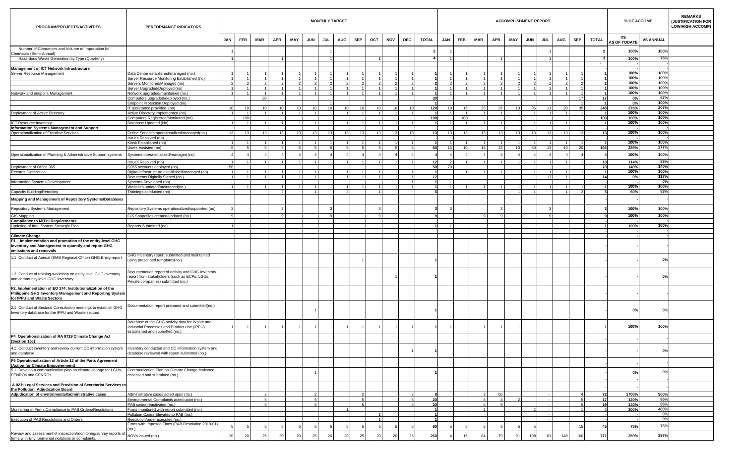| PROGRAM/PROJECTS/ACTIVITIES | PERFORMANCE INDICATORS | MONTHLY TARGET | | | | | | | | | | | | | ACCOMPLISHMENT REPORT | | | | | | | | | | % OF ACCOMP | | REMARKS (JUSTIFICATION FOR LOW/HIGH ACCOMP) |
|---|---|---|---|---|---|---|---|---|---|---|---|---|---|---|---|---|---|---|---|---|---|---|---|---|---|---|---|
| | | JAN | FEB | MAR | APR | MAY | JUN | JUL | AUG | SEP | OCT | NOV | DEC | TOTAL | JAN | FEB | MAR | APR | MAY | JUN | JUL | AUG | SEP | TOTAL | VS AS OF TODATE | VS ANNUAL | |
| Number of Clearances and Volume of Importation for Chemicals (Semi-Annual) | | 1 | | | | | | 1 | | | | | | 2 | 1 | | | | | | 1 | | | 2 | 100% | 100% | |
| Hazardous Waste Generation by Type (Quarterly) | | 1 | | | 1 | | | 1 | | | 1 | | | 4 | 1 | | | 1 | | | 1 | | | 3 | 100% | 75% | |
| | | | | | | | | | | | | | | | | | | | | | | | | - | - | - | |
| **Management of ICT Network Infrastructure** | | | | | | | | | | | | | | | | | | | | | | | | | - | - | |
| Server Resource Management | Data Center established/managed (no.) | 1 | 1 | 1 | 1 | 1 | 1 | 1 | 1 | 1 | 1 | 1 | 1 | 1 | 1 | 1 | 1 | 1 | 1 | 1 | 1 | 1 | 1 | 1 | 100% | 100% | |
| | Server Resource Monitoring Established (no) | 1 | 1 | 1 | 1 | 1 | 1 | 1 | 1 | 1 | 1 | 1 | 1 | 1 | 1 | 1 | 1 | 1 | 1 | 1 | 1 | 1 | 1 | 1 | 100% | 100% | |
| | Servers Monitored/Managed (no) | 2 | 2 | 2 | 2 | 2 | 2 | 2 | 2 | 2 | 2 | 2 | 2 | 2 | 2 | 2 | 2 | 2 | 2 | 2 | 2 | 2 | 2 | 2 | 100% | 100% | |
| | Server Upgraded/Deployed (no) | 1 | 1 | 1 | 1 | 1 | 1 | 1 | 1 | 1 | 1 | 1 | 1 | 1 | 1 | 1 | 1 | 1 | 1 | 1 | 1 | 1 | 1 | 1 | 100% | 100% | |
| Network and endpoint Management | Network upgraded/maintained (no.) | 1 | 1 | 1 | 1 | 1 | 1 | 1 | 1 | 1 | 1 | 1 | 1 | 1 | 1 | 1 | 1 | 1 | 1 | 1 | 1 | 1 | 1 | 1 | 100% | 100% | |
| | Computers upgraded/deployed (no.) | | | 30 | | | | | | | | | | 30 | | | | | | | | | 17 | 17 | 0% | 57% | |
| | Endpoint Protection Deployed (no) | | | | | | | 1 | | | | | | 1 | | | | | | | | | 1 | 1 | 0% | 100% | |
| | IT assistance provided (no) | 10 | 10 | 10 | 10 | 10 | 10 | 10 | 10 | 10 | 10 | 10 | 10 | 120 | 10 | 15 | 25 | 37 | 10 | 85 | 11 | 20 | 35 | 248 | 276% | 207% | |
| Deployment of Active Directory | Active Directory implemented (no) | 1 | 1 | 1 | 1 | 1 | 1 | 1 | 1 | 1 | 1 | 1 | 1 | 1 | 1 | 1 | 1 | 1 | 1 | 1 | 1 | 1 | 1 | 1 | 100% | 100% | |
| | Computers Registered/Monitored (no) | | 100 | | | | | | | | | | | 100 | | 100 | | | | | | | | 100 | 100% | 100% | |
| ICT Resource Inventory | Database Updated (No) | 1 | 1 | 1 | 1 | 1 | 1 | 1 | 1 | 1 | 1 | 1 | 1 | 1 | 1 | 1 | 1 | 1 | 1 | 1 | 1 | 1 | 1 | 1 | 100% | 100% | |
| **Information Systems Management and Support** | | | | | | | | | | | | | | | | | | | | | | | | | - | - | |
| Operationalization of Frontline Services | Online Services operationalized/managed(no.) | 13 | 13 | 13 | 13 | 13 | 13 | 13 | 13 | 13 | 13 | 13 | 13 | 13 | 13 | 13 | 13 | 13 | 13 | 13 | 13 | 13 | 13 | 13 | 100% | 100% | |
| | Issues Resolved (no) | | | | | | | | | | | | | | | | | | | | | | | | - | - | |
| | Kiosk Established (no) | 1 | 1 | 1 | 1 | 1 | 1 | 1 | 1 | 1 | 1 | 1 | 1 | 1 | 1 | 1 | 1 | 1 | 1 | 1 | 1 | 1 | 1 | 1 | 100% | 100% | |
| | Users Assisted (no) | 5 | 5 | 5 | 5 | 5 | 5 | 5 | 5 | 5 | 5 | 5 | 5 | 60 | 15 | 10 | 15 | 23 | 10 | 50 | 13 | 10 | 20 | 166 | 389% | 277% | |
| Operationalization of Planning & Administrative Support systems | Systems operationalized/managed (no) | 4 | 4 | 4 | 4 | 4 | 4 | 4 | 4 | 4 | 4 | 4 | 4 | 4 | 4 | 4 | 4 | 4 | 4 | 4 | 4 | 4 | 4 | 4 | 100% | 100% | |
| | Issues Resolved (no) | 1 | 1 | 1 | 1 | 1 | 1 | 1 | 1 | 1 | 1 | 1 | 1 | 12 | 2 | 1 | 1 | 1 | 1 | 1 | 1 | 1 | 1 | 10 | 114% | 83% | |
| Deployment of Office 365 | O365 accounts deployed (no) | 50 | | | | | | | | | | | | 50 | 70 | | | | | | | | | 70 | 140% | 140% | |
| Records Digitization | Digital Infrastructure established/managed (no) | 1 | 1 | 1 | 1 | 1 | 1 | 1 | 1 | 1 | 1 | 1 | 1 | 1 | | 1 | 1 | 1 | 1 | 1 | 1 | 1 | 1 | 1 | 100% | 100% | |
| | Documents Digitally Signed (no.) | 1 | 1 | 1 | 1 | 1 | 1 | 1 | 1 | 1 | 1 | 1 | 1 | 12 | | | | | | | 13 | 1 | | 14 | 0% | 117% | |
| Information Systems Development | Systems Developed (no) | - | | | | | | | | | | | 1 | 1 | - | | | | | | | | | | - | 0% | |
| | Websites updated/maintained(no.) | 1 | 1 | 1 | 1 | 1 | 1 | 1 | 1 | 1 | 1 | 1 | 1 | 1 | 1 | 1 | 1 | 1 | 1 | 1 | 1 | 1 | 1 | 1 | 100% | 100% | |
| Capacity Building/Retooling | Trainings conducted (no) | | | | 2 | | 1 | | 2 | | 1 | | | 6 | | | | | 1 | 1 | | 1 | 2 | 5 | 60% | 83% | |
| **Mapping and Management of Repository Systems/Databases** | | | | | | | | | | | | | | | | | | | | | | | | | - | | |
| Repository Systems Management | Repository Systems operationalized/supported (no) | 3 | | | 3 | | | 3 | | | 3 | | | 3 | 3 | | | 3 | | | 3 | | | 3 | 100% | 100% | |
| GIS Mapping | GIS Shapefiles created/updated (no.) | 9 | | | 9 | | | 9 | | | 9 | | | 9 | | | 9 | 9 | | | 9 | | | 9 | 100% | 100% | |
| **Compliance to MITHI Requirements** | | | | | | | | | | | | | | | | | | | | | | | | | - | | |
| Updating of Info. System Strategic Plan | Reports Submitted (no) | 1 | | | | | | | | | | | | 1 | 1 | | | | | | | | | 1 | 100% | 100% | |
| | | | | | | | | | | | | | | | | | | | | | | | | | - | - | |
| **Climate Change** | | | | | | | | | | | | | | | | | | | | | | | | | - | - | |
| **P1 . Implementation and promotion of the entity-level GHG Inventory and Management to quantify and report GHG emissions and removals** | | | | | | | | | | | | | | | | | | | | | | | | | - | | |
| 1.1 Conduct of Annual (EMB Regional Office) GHG Entity report | GHG Inventory report submitted and maintained using prescribed templates(no.) | | | | | | | | | 1 | | | | 1 | | | | | | | | | | | - | 0% | |
| 1.2 Conduct of training-workshop on entity level GHG inventory and community level GHG Inventory | Documentation report of activity and GHG inventory report from stakeholders (such as ECPs, LGUs, Private companies) submitted (no.) | | | | | | | | | | | 1 | | 1 | | | | | | | | | | | - | 0% | |
| **P2. Implementation of EO 174: Institutionalization of the Philippine GHG Inventory Management and Reporting System for IPPU and Waste Sectors** | | | | | | | | | | | | | | | | | | | | | | | | | - | | |
| 2.1 Conduct of Sectoral Consultation meetings to establish GHG Inventory database for the IPPU and Waste sectors | Documentation report prepared and submitted(no.) | | | | | | 1 | | | | | | | 1 | | | | | | | | | | | 0% | 0% | |
| | Database of the GHG activity data for Waste and Industrial Processes and Product Use (IPPU) established and submitted (no.) | 1 | 1 | 1 | 1 | 1 | 1 | 1 | 1 | 1 | 1 | 1 | 1 | 1 | 1 | | 1 | 1 | 1 | | | | | 1 | 100% | 100% | |
| **P4 Operationalization of RA 9729 Climate Change Act (Section 15c)** | | | | | | | | | | | | | | | | | | | | | | | | | - | | |
| 4.1 Conduct inventory and review current CC information system and database | Inventory conducted and CC information system and database reviewed with report submitted (no.) | | | | | | | | | | | | 1 | 1 | | | | | | | | | | | - | 0% | |
| **P5 Operationalization of Article 12 of the Paris Agreement (Action for Climate Empowerment)** | | | | | | | | | | | | | | | | | | | | | | | | | - | | |
| 5.1 Develop a communication plan on climate change for LGUs, PENROs and CENROs | Communication Plan on Climate Change reviewed, assessed and submitted (no.) | | | | | | 1 | | | | | | | 1 | | | | | | | | | | | 0% | 0% | |
| | | | | | | | | | | | | | | | | | | | | | | | | | - | | |
| **A.02.b Legal Services and Provision of Secretariat Services to the Pollution Adjudication Board** | | | | | | | | | | | | | | | | | | | | | | | | | - | | |
| **Adjudication of environmental/administrative cases** | Administrative cases acted upon (no.) | | | 2 | | | 2 | | | 2 | | | 2 | 8 | | | 3 | 65 | | | - | | 4 | 72 | 1700% | 900% | |
| | Environmental Complaints acted upon (no.) | | | 5 | | | 5 | | | 5 | | | 5 | 20 | | | 6 | 4 | 2 | | - | | 5 | 17 | 120% | 85% | |
| | PAB cases reactivated (no.) | | | 5 | | | 5 | | | 5 | | | 5 | 20 | | | 5 | 9 | | | - | | 5 | 19 | 140% | 95% | |
| Monitoring of Firms Compliance to PAB Orders/Resolutions | Firms monitored with report submitted (no.) | | | | | | | | 1 | | | | | 1 | | | 1 | | | 2 | - | | 1 | 4 | 300% | 400% | |
| | Pollution Cases Elevated to PAB (no.) | | | | | | | | | | 1 | | | 1 | | | | | | | - | | | | - | 0% | |
| Execution of PAB Resolutions and Orders | Resolution/order executed (no.) | | | | | | | | | | 1 | | | 1 | | | | | | | - | | | | - | 0% | |
| | Firms with Imposed Fines (PAB Resolution 2019-01) (no.) | 5 | 5 | 5 | 5 | 5 | 5 | 5 | 5 | 5 | 5 | 5 | 5 | 60 | 5 | 5 | 5 | 5 | 5 | 5 | | | 15 | 45 | 75% | 75% | |
| Review and assessment of inspection/monitoring/survey reports of firms with Environmental violations or complaints. | NOVs issued (no.) | 20 | 20 | 25 | 20 | 20 | 25 | 20 | 20 | 25 | 20 | 20 | 25 | 260 | 4 | 16 | 84 | 79 | 91 | 108 | 81 | 148 | 160 | 771 | 359% | 297% | |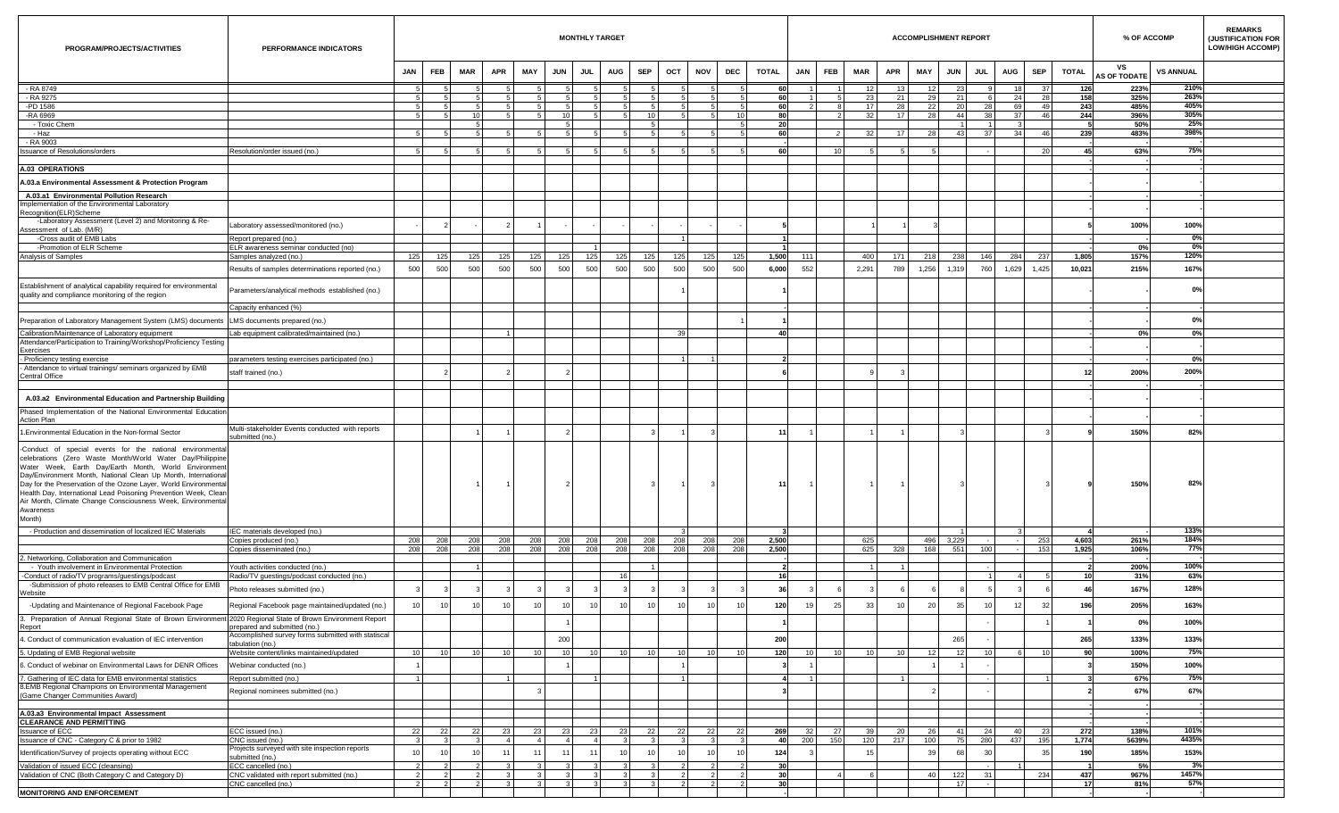| PROGRAM/PROJECTS/ACTIVITIES | PERFORMANCE INDICATORS | MONTHLY TARGET | | | | | | | | | | | | | ACCOMPLISHMENT REPORT | | | | | | | | | | % OF ACCOMP | | REMARKS (JUSTIFICATION FOR LOW/HIGH ACCOMP) |
|---|---|---|---|---|---|---|---|---|---|---|---|---|---|---|---|---|---|---|---|---|---|---|---|---|---|---|---|
| | | JAN | FEB | MAR | APR | MAY | JUN | JUL | AUG | SEP | OCT | NOV | DEC | TOTAL | JAN | FEB | MAR | APR | MAY | JUN | JUL | AUG | SEP | TOTAL | VS AS OF TODATE | VS ANNUAL | |
| - RA 8749 | | 5 | 5 | 5 | 5 | 5 | 5 | 5 | 5 | 5 | 5 | 5 | 5 | 60 | 1 | 1 | 12 | 13 | 12 | 23 | 9 | 18 | 37 | 126 | 223% | 210% | |
| - RA 9275 | | 5 | 5 | 5 | 5 | 5 | 5 | 5 | 5 | 5 | 5 | 5 | 5 | 60 | 1 | 5 | 23 | 21 | 29 | 21 | 6 | 24 | 28 | 158 | 325% | 263% | |
| -PD 1586 | | 5 | 5 | 5 | 5 | 5 | 5 | 5 | 5 | 5 | 5 | 5 | 5 | 60 | 2 | 8 | 17 | 28 | 22 | 20 | 28 | 69 | 49 | 243 | 485% | 405% | |
| -RA 6969 | | 5 | 5 | 10 | 5 | 5 | 10 | 5 | 5 | 10 | 5 | 5 | 10 | 80 | | 2 | 32 | 17 | 28 | 44 | 38 | 37 | 46 | 244 | 396% | 305% | |
| - Toxic Chem | | | | 5 | | | 5 | | | 5 | | | 5 | 20 | | | | | | 1 | 1 | 3 | | 5 | 50% | 25% | |
| - Haz | | 5 | 5 | 5 | 5 | 5 | 5 | 5 | 5 | 5 | 5 | 5 | 5 | 60 | | 2 | 32 | 17 | 28 | 43 | 37 | 34 | 46 | 239 | 483% | 398% | |
| - RA 9003 | | | | | | | | | | | | | | - | | | | | | | | | | | - | - | |
| Issuance of Resolutions/orders | Resolution/order issued (no.) | 5 | 5 | 5 | 5 | 5 | 5 | 5 | 5 | 5 | 5 | 5 | 5 | 60 | | 10 | 5 | 5 | 5 | | - | | 20 | 45 | 63% | 75% | |
| | | | | | | | | | | | | | | - | | | | | | | | | | | - | - | |
| **A.03 OPERATIONS** | | | | | | | | | | | | | | - | | | | | | | | | | | - | - | |
| **A.03.a Environmental Assessment & Protection Program** | | | | | | | | | | | | | | - | | | | | | | | | | | - | - | |
| **A.03.a1 Environmental Pollution Research** | | | | | | | | | | | | | | - | | | | | | | | | | | - | - | |
| Implementation of the Environmental Laboratory Recognition(ELR)Scheme | | | | | | | | | | | | | | - | | | | | | | | | | | - | - | |
| -Laboratory Assessment (Level 2) and Monitoring & Re-Assessment of Lab. (M/R) | Laboratory assessed/monitored (no.) | - | 2 | - | 2 | 1 | - | - | - | - | - | - | - | 5 | | | 1 | 1 | 3 | | | | | 5 | 100% | 100% | |
| -Cross audit of EMB Labs | Report prepared (no.) | | | | | | | | | | 1 | | | 1 | | | | | | | | | | - | - | 0% | |
| -Promotion of ELR Scheme | ELR awareness seminar conducted (no) | | | | | | | 1 | | | | | | 1 | | | | | | | | | | - | 0% | 0% | |
| Analysis of Samples | Samples analyzed (no.) | 125 | 125 | 125 | 125 | 125 | 125 | 125 | 125 | 125 | 125 | 125 | 125 | 1,500 | 111 | | 400 | 171 | 218 | 238 | 146 | 284 | 237 | 1,805 | 157% | 120% | |
| | Results of samples determinations reported (no.) | 500 | 500 | 500 | 500 | 500 | 500 | 500 | 500 | 500 | 500 | 500 | 500 | 6,000 | 552 | | 2,291 | 789 | 1,256 | 1,319 | 760 | 1,629 | 1,425 | 10,021 | 215% | 167% | |
| Establishment of analytical capability required for environmental quality and compliance monitoring of the region | Parameters/analytical methods established (no.) | | | | | | | | | | 1 | | | 1 | | | | | | | | | | - | | 0% | |
| | Capacity enhanced (%) | | | | | | | | | | | | | - | | | | | | | | | | - | - | - | |
| Preparation of Laboratory Management System (LMS) documents | LMS documents prepared (no.) | | | | | | | | | | | | 1 | 1 | | | | | | | | | | - | | 0% | |
| Calibration/Maintenance of Laboratory equipment | Lab equipment calibrated/maintained (no.) | | | | 1 | | | | | | 39 | | | 40 | | | | | | | | | | - | 0% | 0% | |
| Attendance/Participation to Training/Workshop/Proficiency Testing Exercises | | | | | | | | | | | | | | - | | | | | | | | | | - | - | - | |
| - Proficiency testing exercise | parameters testing exercises participated (no.) | | | | | | | | | | 1 | 1 | | 2 | | | | | | | | | | - | - | 0% | |
| - Attendance to virtual trainings/ seminars organized by EMB Central Office | staff trained (no.) | | 2 | | 2 | | 2 | | | | | | | 6 | | | 9 | 3 | | | | | | 12 | 200% | 200% | |
| | | | | | | | | | | | | | | - | | | | | | | | | | | - | - | |
| **A.03.a2 Environmental Education and Partnership Building** | | | | | | | | | | | | | | - | | | | | | | | | | | - | - | |
| Phased Implementation of the National Environmental Education Action Plan | | | | | | | | | | | | | | - | | | | | | | | | | | - | - | |
| 1.Environmental Education in the Non-formal Sector | Multi-stakeholder Events conducted with reports submitted (no.) | | | 1 | 1 | | 2 | | | 3 | 1 | 3 | | 11 | 1 | | 1 | 1 | | 3 | | | 3 | 9 | 150% | 82% | |
| -Conduct of special events for the national environmental celebrations (Zero Waste Month/World Water Day/Philippine Water Week, Earth Day/Earth Month, World Environment Day/Environment Month, National Clean Up Month, International Day for the Preservation of the Ozone Layer, World Environmental Health Day, International Lead Poisoning Prevention Week, Clean Air Month, Climate Change Consciousness Week, Environmental Awareness Month) | | | | 1 | 1 | | 2 | | | 3 | 1 | 3 | | 11 | 1 | | 1 | 1 | | 3 | | | 3 | 9 | 150% | 82% | |
| - Production and dissemination of localized IEC Materials | IEC materials developed (no.) | | | | | | | | | | 3 | | | 3 | | | | | | 1 | | 3 | | 4 | - | 133% | |
| | Copies produced (no.) | 208 | 208 | 208 | 208 | 208 | 208 | 208 | 208 | 208 | 208 | 208 | 208 | 2,500 | | | 625 | | 496 | 3,229 | - | - | 253 | 4,603 | 261% | 184% | |
| | Copies disseminated (no.) | 208 | 208 | 208 | 208 | 208 | 208 | 208 | 208 | 208 | 208 | 208 | 208 | 2,500 | | | 625 | 328 | 168 | 551 | 100 | - | 153 | 1,925 | 106% | 77% | |
| 2. Networking, Collaboration and Communication | | | | | | | | | | | | | | - | | | | | | | | | | - | - | - | |
| - Youth involvement in Environmental Protection | Youth activities conducted (no.) | | | 1 | | | | | | 1 | | | | 2 | | | 1 | 1 | | | - | | | 2 | 200% | 100% | |
| -Conduct of radio/TV programs/guestings/podcast | Radio/TV guestings/podcast conducted (no.) | | | | | | | | 16 | | | | | 16 | | | | | | | 1 | 4 | 5 | 10 | 31% | 63% | |
| -Submission of photo releases to EMB Central Office for EMB Website | Photo releases submitted (no.) | 3 | 3 | 3 | 3 | 3 | 3 | 3 | 3 | 3 | 3 | 3 | 3 | 36 | 3 | 6 | 3 | 6 | 6 | 8 | 5 | 3 | 6 | 46 | 167% | 128% | |
| -Updating and Maintenance of Regional Facebook Page | Regional Facebook page maintained/updated (no.) | 10 | 10 | 10 | 10 | 10 | 10 | 10 | 10 | 10 | 10 | 10 | 10 | 120 | 19 | 25 | 33 | 10 | 20 | 35 | 10 | 12 | 32 | 196 | 205% | 163% | |
| 3. Preparation of Annual Regional State of Brown Environment Report | 2020 Regional State of Brown Environment Report prepared and submitted (no.) | | | | | | 1 | | | | | | | 1 | | | | | | | - | | 1 | 1 | 0% | 100% | |
| 4. Conduct of communication evaluation of IEC intervention | Accomplished survey forms submitted with statiscal tabulation (no.) | | | | | | 200 | | | | | | | 200 | | | | | | 265 | - | | | 265 | 133% | 133% | |
| 5. Updating of EMB Regional website | Website content/links maintained/updated | 10 | 10 | 10 | 10 | 10 | 10 | 10 | 10 | 10 | 10 | 10 | 10 | 120 | 10 | 10 | 10 | 10 | 12 | 12 | 10 | 6 | 10 | 90 | 100% | 75% | |
| 6. Conduct of webinar on Environmental Laws for DENR Offices | Webinar conducted (no.) | 1 | | | | | 1 | | | | 1 | | | 3 | 1 | | | | 1 | 1 | - | | | 3 | 150% | 100% | |
| 7. Gathering of IEC data for EMB environmental statistics | Report submitted (no.) | 1 | | | 1 | | | 1 | | | 1 | | | 4 | 1 | | | 1 | | | - | | 1 | 3 | 67% | 75% | |
| 8.EMB Regional Champions on Environmental Management (Game Changer Communities Award) | Regional nominees submitted (no.) | | | | | 3 | | | | | | | | 3 | | | | | 2 | | - | | | 2 | 67% | 67% | |
| | | | | | | | | | | | | | | - | | | | | | | | | | | - | - | |
| **A.03.a3 Environmental Impact Assessment** | | | | | | | | | | | | | | - | | | | | | | | | | | - | - | |
| **CLEARANCE AND PERMITTING** | | | | | | | | | | | | | | - | | | | | | | | | | | - | - | |
| Issuance of ECC | ECC issued (no.) | 22 | 22 | 22 | 23 | 23 | 23 | 23 | 23 | 22 | 22 | 22 | 22 | 269 | 32 | 27 | 39 | 20 | 26 | 41 | 24 | 40 | 23 | 272 | 138% | 101% | |
| Issuance of CNC - Category C & prior to 1982 | CNC issued (no.) | 3 | 3 | 3 | 4 | 4 | 4 | 4 | 3 | 3 | 3 | 3 | 3 | 40 | 200 | 150 | 120 | 217 | 100 | 75 | 280 | 437 | 195 | 1,774 | 5639% | 4435% | |
| Identification/Survey of projects operating without ECC | Projects surveyed with site inspection reports submitted (no.) | 10 | 10 | 10 | 11 | 11 | 11 | 11 | 10 | 10 | 10 | 10 | 10 | 124 | 3 | | 15 | | 39 | 68 | 30 | | 35 | 190 | 185% | 153% | |
| Validation of issued ECC (cleansing) | ECC cancelled (no.) | 2 | 2 | 2 | 3 | 3 | 3 | 3 | 3 | 3 | 2 | 2 | 2 | 30 | | | | | | | | 1 | | 1 | 5% | 3% | |
| Validation of CNC (Both Category C and Category D) | CNC validated with report submitted (no.) | 2 | 2 | 2 | 3 | 3 | 3 | 3 | 3 | 3 | 2 | 2 | 2 | 30 | | 4 | 6 | | 40 | 122 | 31 | | 234 | 437 | 967% | 1457% | |
| | CNC cancelled (no.) | 2 | 2 | 2 | 3 | 3 | 3 | 3 | 3 | 3 | 2 | 2 | 2 | 30 | | | | | | 17 | - | | | 17 | 81% | 57% | |
| **MONITORING AND ENFORCEMENT** | | | | | | | | | | | | | | - | | | | | | | | | | | - | - | |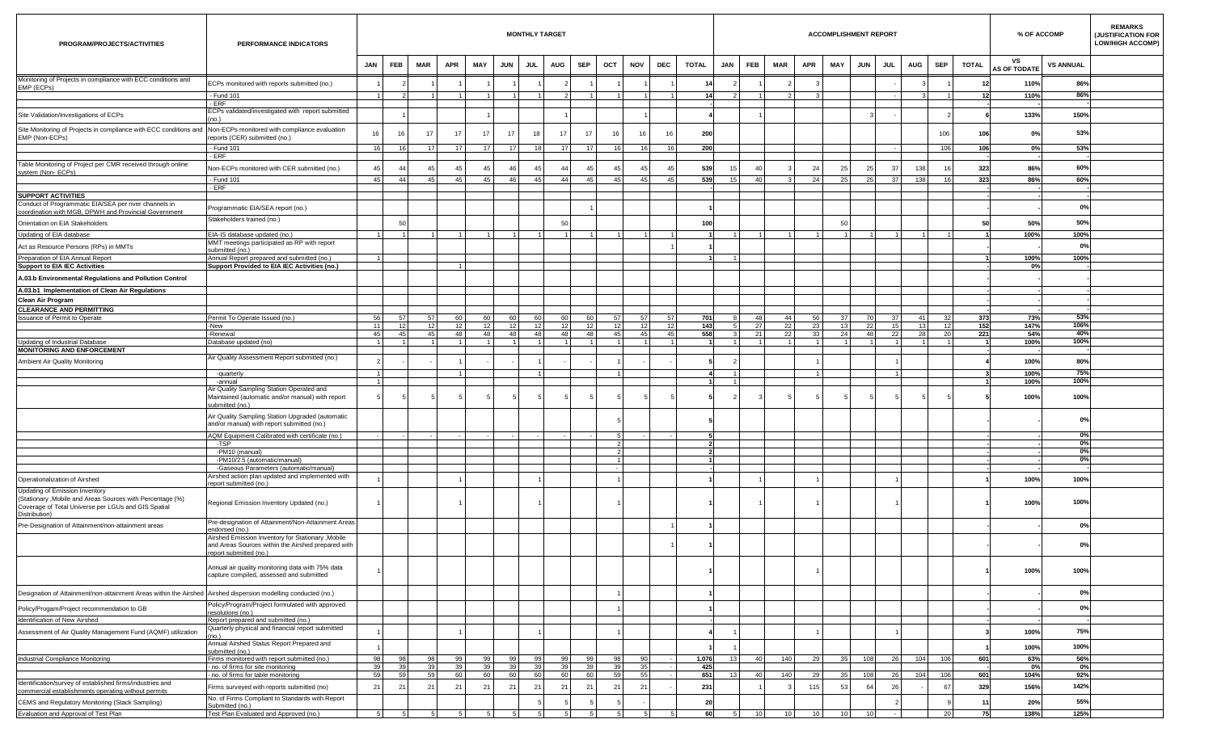| PROGRAM/PROJECTS/ACTIVITIES | PERFORMANCE INDICATORS | MONTHLY TARGET | | | | | | | | | | | | | ACCOMPLISHMENT REPORT | | | | | | | | | | % OF ACCOMP | | REMARKS (JUSTIFICATION FOR LOW/HIGH ACCOMP) |
|---|---|---|---|---|---|---|---|---|---|---|---|---|---|---|---|---|---|---|---|---|---|---|---|---|---|---|---|
| | | JAN | FEB | MAR | APR | MAY | JUN | JUL | AUG | SEP | OCT | NOV | DEC | TOTAL | JAN | FEB | MAR | APR | MAY | JUN | JUL | AUG | SEP | TOTAL | VS AS OF TODATE | VS ANNUAL | |
| Monitoring of Projects in compliance with ECC conditions and EMP (ECPs) | ECPs monitored with reports submitted (no.) | 1 | 2 | 1 | 1 | 1 | 1 | 1 | 2 | 1 | 1 | 1 | 1 | 14 | 2 | 1 | 2 | 3 | | | - | 3 | 1 | 12 | 110% | 86% | |
| | - Fund 101 | 1 | 2 | 1 | 1 | 1 | 1 | 1 | 2 | 1 | 1 | 1 | 1 | 14 | 2 | 1 | 2 | 3 | | | - | 3 | 1 | 12 | 110% | 86% | |
| | - ERF | | | | | | | | | | | | | - | | | | | | | | | | | - | - | |
| Site Validation/Investigations of ECPs | ECPs validated/investigated with report submitted (no.) | | 1 | | | 1 | | | 1 | | | 1 | | 4 | | 1 | | | | 3 | - | | 2 | 6 | 133% | 150% | |
| Site Monitoring of Projects in compliance with ECC conditions and EMP (Non-ECPs) | Non-ECPs monitored with compliance evaluation reports (CER) submitted (no.) | 16 | 16 | 17 | 17 | 17 | 17 | 18 | 17 | 17 | 16 | 16 | 16 | 200 | | | | | | | | | 106 | 106 | 0% | 53% | |
| | - Fund 101 | 16 | 16 | 17 | 17 | 17 | 17 | 18 | 17 | 17 | 16 | 16 | 16 | 200 | | | | | | | - | | 106 | 106 | 0% | 53% | |
| | - ERF | | | | | | | | | | | | | | | | | | | | | | | | - | | |
| Table Monitoring of Project per CMR received through online system (Non- ECPs) | Non-ECPs monitored with CER submitted (no.) | 45 | 44 | 45 | 45 | 45 | 46 | 45 | 44 | 45 | 45 | 45 | 45 | 539 | 15 | 40 | 3 | 24 | 25 | 25 | 37 | 138 | 16 | 323 | 86% | 60% | |
| | - Fund 101 | 45 | 44 | 45 | 45 | 45 | 46 | 45 | 44 | 45 | 45 | 45 | 45 | 539 | 15 | 40 | 3 | 24 | 25 | 25 | 37 | 138 | 16 | 323 | 86% | 60% | |
| | - ERF | | | | | | | | | | | | | - | | | | | | | | | | | - | - | |
| **SUPPORT ACTIVITIES** | | | | | | | | | | | | | | | | | | | | | | | | | - | | |
| Conduct of Programmatic EIA/SEA per river channels in coordination with MGB, DPWH and Provincial Government | Programmatic EIA/SEA report (no.) | | | | | | | | | 1 | | | | 1 | | | | | | | | | | | - | 0% | |
| Orientation on EIA Stakeholders | Stakeholders trained (no.) | | 50 | | | | | | 50 | | | | | 100 | | | | | 50 | | | | | 50 | 50% | 50% | |
| Updating of EIA database | EIA-IS database updated (no.) | 1 | 1 | 1 | 1 | 1 | 1 | 1 | 1 | 1 | 1 | 1 | 1 | 1 | 1 | 1 | 1 | 1 | 1 | 1 | 1 | 1 | 1 | 1 | 100% | 100% | |
| Act as Resource Persons (RPs) in MMTs | MMT meetings participated as RP with report submitted (no.) | | | | | | | | | | | | 1 | 1 | | | | | | | | | | | - | 0% | |
| Preparation of EIA Annual Report | Annual Report prepared and submitted (no.) | 1 | | | | | | | | | | | | 1 | 1 | | | | | | | | | 1 | 100% | 100% | |
| **Support to EIA IEC Activities** | **Support Provided to EIA IEC Activities (no.)** | | | | 1 | | | | | | | | | | | | | | | | | | | | 0% | - | |
| **A.03.b Environmental Regulations and Pollution Control** | | | | | | | | | | | | | | | | | | | | | | | | | - | | |
| **A.03.b1 Implementation of Clean Air Regulations** | | | | | | | | | | | | | | | | | | | | | | | | | - | - | |
| **Clean Air Program** | | | | | | | | | | | | | | | | | | | | | | | | | - | - | |
| **CLEARANCE AND PERMITTING** | | | | | | | | | | | | | | | | | | | | | | | | | - | - | |
| Issuance of Permit to Operate | Permit To Operate Issued (no.) | 56 | 57 | 57 | 60 | 60 | 60 | 60 | 60 | 60 | 57 | 57 | 57 | 701 | 8 | 48 | 44 | 56 | 37 | 70 | 37 | 41 | 32 | 373 | 73% | 53% | |
| | -New | 11 | 12 | 12 | 12 | 12 | 12 | 12 | 12 | 12 | 12 | 12 | 12 | 143 | 5 | 27 | 22 | 23 | 13 | 22 | 15 | 13 | 12 | 152 | 147% | 106% | |
| | -Renewal | 45 | 45 | 45 | 48 | 48 | 48 | 48 | 48 | 48 | 45 | 45 | 45 | 558 | 3 | 21 | 22 | 33 | 24 | 48 | 22 | 28 | 20 | 221 | 54% | 40% | |
| Updating of Industrial Database | Database updated (no) | 1 | 1 | 1 | 1 | 1 | 1 | 1 | 1 | 1 | 1 | 1 | 1 | 1 | 1 | 1 | 1 | 1 | 1 | 1 | 1 | 1 | 1 | 1 | 100% | 100% | |
| **MONITORING AND ENFORCEMENT** | | | | | | | | | | | | | | | | | | | | | | | | | | | |
| Ambient Air Quality Monitoring | Air Quality Assessment Report submitted (no.) | 2 | - | - | 1 | - | - | 1 | - | - | 1 | - | - | 5 | 2 | | | 1 | | | 1 | | | 4 | 100% | 80% | |
| | -quarterly | 1 | | | 1 | | | 1 | | | 1 | | | 4 | 1 | | | 1 | | | 1 | | | 3 | 100% | 75% | |
| | -annual | 1 | | | | | | | | | | | | 1 | 1 | | | | | | | | | 1 | 100% | 100% | |
| | Air Quality Sampling Station Operated and Maintained (automatic and/or manual) with report submitted (no.) | 5 | 5 | 5 | 5 | 5 | 5 | 5 | 5 | 5 | 5 | 5 | 5 | 5 | 2 | 3 | 5 | 5 | 5 | 5 | 5 | 5 | 5 | 5 | 100% | 100% | |
| | Air Quality Sampling Station Upgraded (automatic and/or manual) with report submitted (no.) | | | | | | | | | | 5 | | | 5 | | | | | | | | | | | - | 0% | |
| | AQM Equipment Calibrated with certificate (no.) | - | - | - | - | - | - | - | - | - | 5 | - | - | 5 | | | | | | | | | | | - | 0% | |
| | -TSP | | | | | | | | | | 2 | | | 2 | | | | | | | | | | | - | 0% | |
| | -PM10 (manual) | | | | | | | | | | 2 | | | 2 | | | | | | | | | | | - | 0% | |
| | -PM10/2.5 (automatic/manual) | | | | | | | | | | 1 | | | 1 | | | | | | | | | | | - | 0% | |
| | -Gaseous Parameters (automatic/manual) | | | | | | | | | | - | | | - | | | | | | | | | | | - | - | |
| Operationalization of Airshed | Airshed action plan updated and implemented with report submitted (no.) | 1 | | | 1 | | | 1 | | | 1 | | | 1 | | 1 | | 1 | | | 1 | | | 1 | 100% | 100% | |
| Updating of Emission Inventory (Stationary ,Mobile and Areas Sources with Percentage (%) Coverage of Total Universe per LGUs and GIS Spatial Distribution) | Regional Emission Inventory Updated (no.) | 1 | | | 1 | | | 1 | | | 1 | | | 1 | | 1 | | 1 | | | 1 | | | 1 | 100% | 100% | |
| Pre-Designation of Attainment/non-attainment areas | Pre-designation of Attainment/Non-Attainment Areas endorsed (no.) | | | | | | | | | | | | 1 | 1 | | | | | | | | | | | - | 0% | |
| | Airshed Emission Inventory for Stationary ,Mobile and Areas Sources within the Airshed prepared with report submitted (no.) | | | | | | | | | | | | 1 | 1 | | | | | | | | | | | - | 0% | |
| | Annual air quality monitoring data with 75% data capture compiled, assessed and submitted | 1 | | | | | | | | | | | | 1 | | | | 1 | | | | | | 1 | 100% | 100% | |
| Designation of Attainment/non-attainment Areas within the Airshed | Airshed dispersion modelling conducted (no.) | | | | | | | | | | 1 | | | 1 | | | | | | | | | | | - | 0% | |
| Policy/Progam/Project recommendation to GB | Policy/Program/Project formulated with approved resolutions (no.) | | | | | | | | | | 1 | | | 1 | | | | | | | | | | | - | 0% | |
| Identification of New Airshed | Report prepared and submitted (no.) | | | | | | | | | | | | | - | | | | | | | | | | | - | - | |
| Assessment of Air Quality Management Fund (AQMF) utilization | Quarterly physical and financial report submitted (no.) | 1 | | | 1 | | | 1 | | | 1 | | | 4 | 1 | | | 1 | | | 1 | | | 3 | 100% | 75% | |
| | Annual Airshed Status Report Prepared and submitted (no.) | 1 | | | | | | | | | | | | 1 | 1 | | | | | | | | | 1 | 100% | 100% | |
| Industrial Compliance Monitoring | Firms monitored with report submitted (no.) | 98 | 98 | 98 | 99 | 99 | 99 | 99 | 99 | 99 | 98 | 90 | - | 1,076 | 13 | 40 | 140 | 29 | 35 | 108 | 26 | 104 | 106 | 601 | 63% | 56% | |
| | - no. of firms for site monitoring | 39 | 39 | 39 | 39 | 39 | 39 | 39 | 39 | 39 | 39 | 35 | - | 425 | | | | | | | | | | - | 0% | 0% | |
| | - no. of firms for table monitoring | 59 | 59 | 59 | 60 | 60 | 60 | 60 | 60 | 60 | 59 | 55 | - | 651 | 13 | 40 | 140 | 29 | 35 | 108 | 26 | 104 | 106 | 601 | 104% | 92% | |
| Identification/survey of established firms/industries and commercial establishments operating without permits | Firms surveyed with reports submitted (no) | 21 | 21 | 21 | 21 | 21 | 21 | 21 | 21 | 21 | 21 | 21 | - | 231 | | 1 | 3 | 115 | 53 | 64 | 26 | - | 67 | 329 | 156% | 142% | |
| CEMS and Regulatory Monitoring (Stack Sampling) | No. of Firms Compliant to Standards with Report Submitted (no.) | | | | | | | 5 | 5 | 5 | 5 | | | 20 | | | | | | | 2 | | 9 | 11 | 20% | 55% | |
| Evaluation and Approval of Test Plan | Test Plan Evaluated and Approved (no.) | 5 | 5 | 5 | 5 | 5 | 5 | 5 | 5 | 5 | 5 | 5 | 5 | 60 | 5 | 10 | 10 | 10 | 10 | 10 | - | | 20 | 75 | 138% | 125% | |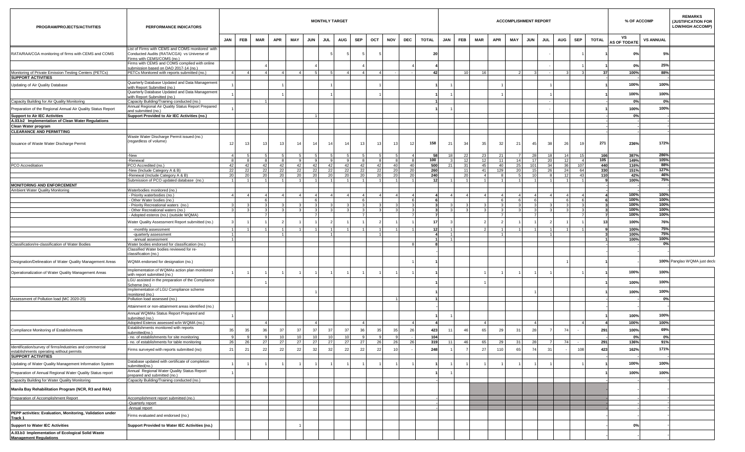| PROGRAM/PROJECTS/ACTIVITIES | PERFORMANCE INDICATORS | MONTHLY TARGET | | | | | | | | | | | | | ACCOMPLISHMENT REPORT | | | | | | | | | | % OF ACCOMP | | REMARKS (JUSTIFICATION FOR LOW/HIGH ACCOMP) |
|---|---|---|---|---|---|---|---|---|---|---|---|---|---|---|---|---|---|---|---|---|---|---|---|---|---|---|---|
| | | JAN | FEB | MAR | APR | MAY | JUN | JUL | AUG | SEP | OCT | NOV | DEC | TOTAL | JAN | FEB | MAR | APR | MAY | JUN | JUL | AUG | SEP | TOTAL | VS AS OF TODATE | VS ANNUAL | |
| RATA/RAA/CGA monitoring of firms with CEMS and COMS | List of Firms with CEMS and COMS monitored with Conducted Audits (RATA/CGA) vs Universe of Firms with CEMS/COMS (no.) | | | | | | | 5 | 5 | 5 | 5 | | | 20 | | | | | | | - | | 1 | 1 | 0% | 5% | |
| | Firms with CEMS and COMS complied with online submission based on DAO 2017-14 (no.) | | | 4 | | | 4 | | | 4 | | | 4 | 4 | | | | | | | - | | 1 | 1 | 0% | 25% | |
| Monitoring of Private Emission Testing Centers (PETCs) | PETCs Monitored with reports submitted (no.) | 4 | 4 | 4 | 4 | 4 | 5 | 5 | 4 | 4 | 4 | - | - | 42 | | 10 | 16 | | 2 | 3 | - | 3 | 3 | 37 | 100% | 88% | |
| **SUPPORT ACTIVITIES** | | | | | | | | | | | | | | | | | | | | | | | | | - | | |
| Updating of Air Quality Database | Quarterly Database Updated and Data Management with Report Submitted (no.) | 1 | | | 1 | | | 1 | | | 1 | | | 1 | 1 | | | 1 | | | 1 | | | 1 | 100% | 100% | |
| | Quarterly Database Updated and Data Management with Report Submitted (no.) | 1 | | | 1 | | | 1 | | | 1 | | | 1 | 1 | | | 1 | | | 1 | | | 1 | 100% | 100% | |
| Capacity Building for Air Quality Monitoring | Capacity Building/Training conducted (no.) | | | 1 | | | | | | | | | | 1 | | | | | | | - | | | - | 0% | 0% | |
| Preparation of the Regional Annual Air Quality Status Report | Annual Regional Air Quality Status Report Prepared and submitted (no.) | 1 | | | | | | | | | | | | 1 | 1 | | | | | | - | | | 1 | 100% | 100% | |
| **Support to Air IEC Activities** | **Support Provided to Air IEC Activities (no.)** | | | | | | 1 | | | | | | | | | | | | | | | | | - | 0% | | |
| **A.03.b2 Implementation of Clean Water Regulations** | | | | | | | | | | | | | | | | | | | | | | | | | - | - | |
| **Clean Water program** | | | | | | | | | | | | | | | | | | | | | | | | | - | - | |
| **CLEARANCE AND PERMITTING** | | | | | | | | | | | | | | | | | | | | | | | | | - | - | |
| Issuance of Waste Water Discharge Permit | Waste Water Discharge Permit issued (no.) (regardless of volume) | 12 | 13 | 13 | 13 | 14 | 14 | 14 | 14 | 13 | 13 | 13 | 12 | 158 | 21 | 34 | 35 | 32 | 21 | 45 | 38 | 26 | 19 | 271 | 236% | 172% | |
| | -New | 4 | 5 | 5 | 5 | 5 | 5 | 5 | 5 | 5 | 5 | 5 | 4 | 58 | 18 | 22 | 23 | 21 | 7 | 28 | 18 | 14 | 15 | 166 | 387% | 286% | |
| | -Renewal | 8 | 8 | 8 | 8 | 9 | 9 | 9 | 9 | 8 | 8 | 8 | 8 | 100 | 3 | 12 | 12 | 11 | 14 | 17 | 20 | 12 | 4 | 105 | 149% | 105% | |
| PCO Accreditation | PCO Accredited (no.) | 42 | 42 | 42 | 42 | 42 | 42 | 42 | 42 | 42 | 42 | 40 | 40 | 500 | 21 | 31 | 45 | 40 | 25 | 101 | 34 | 36 | 107 | 440 | 116% | 88% | |
| | -New (Include Category A & B) | 22 | 22 | 22 | 22 | 22 | 22 | 22 | 22 | 22 | 22 | 20 | 20 | 260 | | 11 | 41 | 129 | 20 | 15 | 26 | 24 | 64 | 330 | 151% | 127% | |
| | -Renewal (Include Category A & B) | 20 | 20 | 20 | 20 | 20 | 20 | 20 | 20 | 20 | 20 | 20 | 20 | 240 | | 20 | 4 | 8 | 5 | 10 | 8 | 12 | 43 | 110 | 42% | 46% | |
| | Submission of PCO updated database (no.) | 1 | 1 | 1 | 1 | 1 | 1 | 1 | 1 | 1 | 1 | 1 | 1 | 12 | 1 | 1 | 1 | 1 | 1 | 1 | 1 | 1 | 1 | 9 | 100% | 75% | |
| **MONITORING AND ENFORCEMENT** | | | | | | | | | | | | | | | | | | | | | | | | | - | | |
| Ambient Water Quality Monitoring | Waterbodies monitored (no.) | | | | | | | | | | | | | | | | | | | | | | | | - | | |
| | - Priority waterbodies (no.) | 4 | 4 | 4 | 4 | 4 | 4 | 4 | 4 | 4 | 4 | 4 | 4 | 4 | 4 | 4 | 4 | 4 | 4 | 4 | 4 | 4 | 4 | 4 | 100% | 100% | |
| | - Other Water bodies (no.) | | | 6 | | | 6 | | | 6 | | | 6 | 6 | | | | 6 | 6 | 6 | | | 6 | 6 | 100% | 100% | |
| | - Priority Recreational waters (no.) | 3 | 3 | 3 | 3 | 3 | 3 | 3 | 3 | 3 | 3 | 3 | 3 | 3 | 3 | 3 | 3 | 3 | 3 | 3 | 3 | 3 | 3 | 3 | 100% | 100% | |
| | - Other Recreational waters (no.) | 3 | 3 | 3 | 3 | 3 | 3 | 3 | 3 | 3 | 3 | 3 | 3 | 3 | 3 | 3 | 3 | 3 | 3 | 3 | 3 | 3 | 3 | 3 | 100% | 100% | |
| | - Adopted esteros (no.) (outside WQMA) | | | 7 | | | 7 | | | 7 | | | 7 | 7 | | | | 7 | | 7 | | | 7 | 7 | 100% | 100% | |
| | Water Quality Assessment Report submitted (no.) | 3 | 1 | 1 | 2 | 1 | 1 | 2 | 1 | 1 | 2 | 1 | 1 | 17 | 3 | | 2 | 2 | 1 | 1 | 2 | 1 | 1 | 13 | 100% | 76% | |
| | -monthly assessment | 1 | 1 | 1 | 1 | 1 | 1 | 1 | 1 | 1 | 1 | 1 | 1 | 12 | 1 | | 2 | 1 | 1 | 1 | 1 | 1 | 1 | 9 | 100% | 75% | |
| | -quarterly assessment | 1 | | | 1 | | | 1 | | | 1 | | | 4 | 1 | | | 1 | | | 1 | | | 3 | 100% | 75% | |
| | -annual assessment | 1 | | | | | | | | | | | | 1 | 1 | | | | | | | | | 1 | 100% | 100% | |
| Classification/re-classification of Water Bodies | Water bodies endorsed for classification (no.) | | | | | | | | | | | | 8 | 8 | | | | | | | | | | | - | 0% | |
| | Classified Water bodies reviewed for re-classification (no.) | | | | | | | | | | | | | | | | | | | | | | | | - | | |
| Designation/Delineation of Water Quality Management Areas | WQMA endorsed for designation (no.) | | | | | | | | | | | | 1 | 1 | | | | | | | 1 | | | 1 | - | 100% | Panglao WQMA just decla |
| Operationalization of Water Quality Management Areas | Implementation of WQMAs action plan monitored with report submitted (no.) | 1 | 1 | 1 | 1 | 1 | 1 | 1 | 1 | 1 | 1 | 1 | 1 | 1 | | | 1 | 1 | 1 | 1 | 1 | | 1 | 1 | 100% | 100% | |
| | LGU assisted in the preparation of the Compliance Scheme (no.) | | | 1 | | | | | | | | | | 1 | | | 1 | | | | | | | 1 | 100% | 100% | |
| | Implementation of LGU Compliance scheme monitored (no.) | | | | | | 1 | | | | | | | 1 | | | | | | 1 | | | | 1 | 100% | 100% | |
| Assessment of Pollution load (MC 2020-25) | Pollution load assessed (no.) | | | | | | | | | | | 1 | | 1 | | | | | | | | | | | - | 0% | |
| | Attainment or non-attainment areas identified (no.) | | | | | | | | | | | | | | | | | | | | | | | | - | | |
| | Annual WQMAs Status Report Prepared and submitted (no.) | 1 | | | | | | | | | | | | 1 | 1 | | | | | | | | | 1 | 100% | 100% | |
| | Adopted Esteros assessed w/in WQMA (no.) | | | 4 | | | 4 | | | 4 | | | 4 | 4 | | | 4 | | | 4 | | | 4 | 4 | 100% | 100% | |
| Compliance Monitoring of Establishments | Establishments monitored with reports submitted(no.) | 35 | 35 | 36 | 37 | 37 | 37 | 37 | 37 | 36 | 35 | 35 | 26 | 423 | 11 | 46 | 65 | 29 | 31 | 28 | 7 | 74 | - | 291 | 100% | 69% | |
| | - no. of establishments for site monitoring | 9 | 9 | 9 | 10 | 10 | 10 | 10 | 10 | 9 | 9 | 9 | - | 104 | | | | | | | | | | - | 0% | 0% | |
| | - no. of establishments for table monitoring | 26 | 26 | 27 | 27 | 27 | 27 | 27 | 27 | 27 | 26 | 26 | 26 | 319 | 11 | 46 | 65 | 29 | 31 | 28 | 7 | 74 | - | 291 | 136% | 91% | |
| Identification/survey of firms/industries and commercial establishments operating without permits | Firms surveyed with reports submitted (no) | 21 | 21 | 22 | 22 | 22 | 32 | 32 | 22 | 22 | 22 | 10 | - | 248 | 1 | 7 | 27 | 110 | 65 | 74 | 31 | - | 108 | 423 | 162% | 171% | |
| **SUPPORT ACTIVITIES** | | | | | | | | | | | | | | | | | | | | | | | | | - | | |
| Updating of Water Quality Management Information System | Database updated with certificate of completion submitted(no.) | 1 | 1 | 1 | 1 | 1 | 1 | 1 | 1 | 1 | 1 | 1 | 1 | 1 | 1 | 1 | 1 | 1 | 1 | 1 | 1 | | 1 | 1 | 100% | 100% | |
| Preparation of Annual Regional Water Quality Status report | Annual Regional Water Quality Status Report prepared and submitted (no.) | 1 | | | | | | | | | | | | 1 | 1 | | | | | | | | | 1 | 100% | 100% | |
| Capacity Building for Water Quality Monitoring | Capacity Building/Training conducted (no.) | | | | | | | | | | | | | - | | | | | | | | | | - | - | | |
| **Manila Bay Rehabilitation Program (NCR, R3 and R4A)** | | | | | | | | | | | | | | | | | | | | | | | | | | | |
| Preparation of Accomplishment Report | Accomplishment report submitted (no.) | | | | | | | | | | | | | - | | | | | | | | | | - | - | - | |
| | -Quarterly report | | | | | | | | | | | | | - | | | | | | | | | | - | - | - | |
| | -Annual report | | | | | | | | | | | | | - | | | | | | | | | | - | - | - | |
| **PEPP activities: Evaluation, Monitoring, Validation under Track 1** | Firms evaluated and endorsed (no.) | | | | | | | | | | | | | - | | | | | | | | | | - | - | - | |
| **Support to Water IEC Activities** | **Support Provided to Water IEC Activities (no.)** | | | | | 1 | | | | | | | | | | | | | | | | | | - | 0% | | |
| **A.03.b3 Implementation of Ecological Solid Waste Management Regulations** | | | | | | | | | | | | | | | | | | | | | | | | | - | | |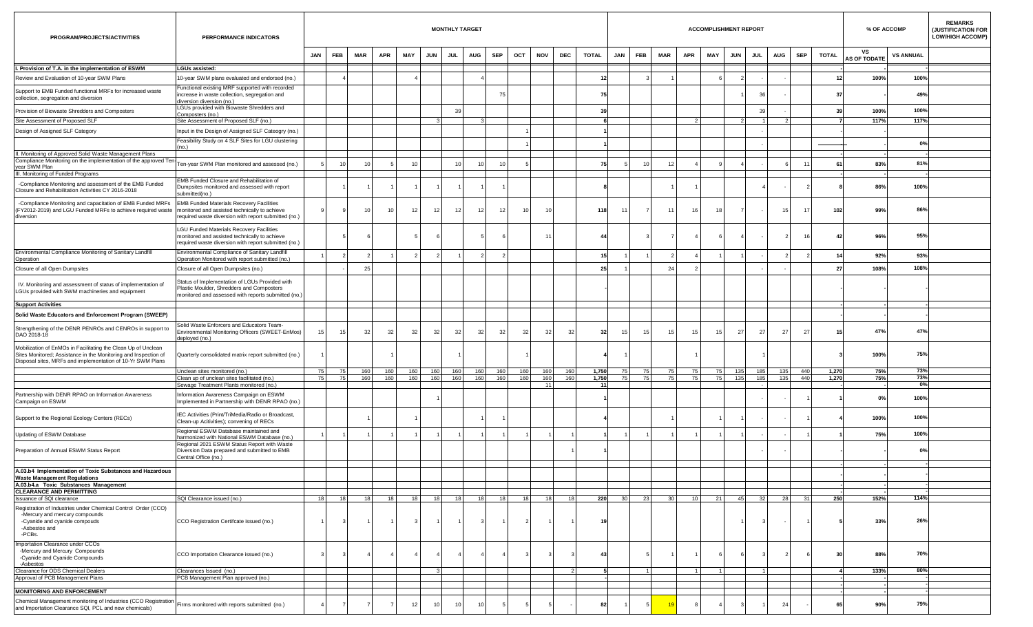| PROGRAM/PROJECTS/ACTIVITIES | PERFORMANCE INDICATORS | MONTHLY TARGET | | | | | | | | | | | | | ACCOMPLISHMENT REPORT | | | | | | | | | | % OF ACCOMP | | REMARKS (JUSTIFICATION FOR LOW/HIGH ACCOMP) |
|---|---|---|---|---|---|---|---|---|---|---|---|---|---|---|---|---|---|---|---|---|---|---|---|---|---|---|---|
| | | JAN | FEB | MAR | APR | MAY | JUN | JUL | AUG | SEP | OCT | NOV | DEC | TOTAL | JAN | FEB | MAR | APR | MAY | JUN | JUL | AUG | SEP | TOTAL | VS AS OF TODATE | VS ANNUAL | |
| I. Provision of T.A. in the implementation of ESWM | LGUs assisted: | | | | | | | | | | | | | | | | | | | | | | | | - | - | |
| Review and Evaluation of 10-year SWM Plans | 10-year SWM plans evaluated and endorsed (no.) | | 4 | | | 4 | | | 4 | | | | | 12 | | 3 | 1 | | 6 | 2 | - | - | | 12 | 100% | 100% | |
| Support to EMB Funded functional MRFs for increased waste collection, segregation and diversion | Functional existing MRF supported with recorded increase in waste collection, segregation and diversion diversion (no.) | | | | | | | | | 75 | | | | 75 | | | | | | 1 | 36 | - | | 37 | - | 49% | |
| Provision of Biowaste Shredders and Composters | LGUs provided with Biowaste Shredders and Composters (no.) | | | | | | | 39 | | | | | | 39 | | | | | | | 39 | - | | 39 | 100% | 100% | |
| Site Assessment of Proposed SLF | Site Assessment of Proposed SLF (no.) | | | | | | 3 | | 3 | | | | | 6 | | | | 2 | | 2 | 1 | 2 | | 7 | 117% | 117% | |
| Design of Assigned SLF Category | Input in the Design of Assigned SLF Cateogry (no.) | | | | | | | | | | 1 | | | 1 | | | | | | | - | | | | - | | |
| | Feasibility Study on 4 SLF Sites for LGU clustering (no.) | | | | | | | | | | 1 | | | 1 | | | | | | | - | | | | - | 0% | |
| II. Monitoring of Approved Solid Waste Management Plans | | | | | | | | | | | | | | | | | | | | | | | | | - | - | |
| Compliance Monitoring on the implementation of the approved Ten-year SWM Plan | Ten-year SWM Plan monitored and assessed (no.) | 5 | 10 | 10 | 5 | 10 | | 10 | 10 | 10 | 5 | | | 75 | 5 | 10 | 12 | 4 | 9 | 4 | - | 6 | 11 | 61 | 83% | 81% | |
| III. Monitoring of Funded Programs | | | | | | | | | | | | | | | | | | | | | | | | | - | - | |
| -Compliance Monitoring and assessment of the EMB Funded Closure and Rehabilitation Activities CY 2016-2018 | EMB Funded Closure and Rehabilitation of Dumpsites monitored and assessed with report submitted(no.) | | 1 | 1 | 1 | 1 | 1 | 1 | 1 | 1 | | | | 8 | | | 1 | 1 | | | 4 | - | 2 | 8 | 86% | 100% | |
| -Compliance Monitoring and capacitation of EMB Funded MRFs (FY2012-2019) and LGU Funded MRFs to achieve required waste diversion | EMB Funded Materials Recovery Facilities monitored and assisted technically to achieve required waste diversion with report submitted (no.) | 9 | 9 | 10 | 10 | 12 | 12 | 12 | 12 | 12 | 10 | 10 | | 118 | 11 | 7 | 11 | 16 | 18 | 7 | - | 15 | 17 | 102 | 99% | 86% | |
| | LGU Funded Materials Recovery Facilities monitored and assisted technically to achieve required waste diversion with report submitted (no.) | | 5 | 6 | | 5 | 6 | | 5 | 6 | | 11 | | 44 | | 3 | 7 | 4 | 6 | 4 | - | 2 | 16 | 42 | 96% | 95% | |
| Environmental Compliance Monitoring of Sanitary Landfill Operation | Environmental Compliance of Sanitary Landfill Operation Monitored with report submitted (no.) | 1 | 2 | 2 | 1 | 2 | 2 | 1 | 2 | 2 | | | | 15 | 1 | 1 | 2 | 4 | 1 | 1 | - | 2 | 2 | 14 | 92% | 93% | |
| Closure of all Open Dumpsites | Closure of all Open Dumpsites (no.) | | - | 25 | | | | | | | | | | 25 | 1 | | 24 | 2 | | | - | - | | 27 | 108% | 108% | |
| IV. Monitoring and assessment of status of implementation of LGUs provided with SWM machineries and equipment | Status of Implementation of LGUs Provided with Plastic Moulder, Shredders and Composters monitored and assessed with reports submitted (no.) | | | | | | | | | | | | | - | | | | | | | | | | | - | - | |
| **Support Activities** | | | | | | | | | | | | | | | | | | | | | | | | | - | - | |
| **Solid Waste Educators and Enforcement Program (SWEEP)** | | | | | | | | | | | | | | | | | | | | | | | | | - | - | |
| Strengthening of the DENR PENROs and CENROs in support to DAO 2018-18 | Solid Waste Enforcers and Educators Team-Environmental Monitoring Officers (SWEET-EnMos) deployed (no.) | 15 | 15 | 32 | 32 | 32 | 32 | 32 | 32 | 32 | 32 | 32 | 32 | 32 | 15 | 15 | 15 | 15 | 15 | 27 | 27 | 27 | 27 | 15 | 47% | 47% | |
| Mobilization of EnMOs in Facilitating the Clean Up of Unclean Sites Monitored; Assistance in the Monitoring and Inspection of Disposal sites, MRFs and implementation of 10-Yr SWM Plans | Quarterly consolidated matrix report submitted (no.) | 1 | | | 1 | | | 1 | | | 1 | | | 4 | 1 | | | 1 | | | 1 | | | 3 | 100% | 75% | |
| | Unclean sites monitored (no.) | 75 | 75 | 160 | 160 | 160 | 160 | 160 | 160 | 160 | 160 | 160 | 160 | 1,750 | 75 | 75 | 75 | 75 | 75 | 135 | 185 | 135 | 440 | 1,270 | 75% | 73% | |
| | Clean up of unclean sites facilitated (no.) | 75 | 75 | 160 | 160 | 160 | 160 | 160 | 160 | 160 | 160 | 160 | 160 | 1,750 | 75 | 75 | 75 | 75 | 75 | 135 | 185 | 135 | 440 | 1,270 | 75% | 73% | |
| | Sewage Treatment Plants monitored (no.) | | | | | | | | | | | 11 | | 11 | | | | | | | - | | | | - | 0% | |
| Partnership with DENR RPAO on Information Awareness Campaign on ESWM | Information Awareness Campaign on ESWM Implemented in Partnership with DENR RPAO (no.) | | | | | | 1 | | | | | | | 1 | | | | | | | - | - | 1 | 1 | 0% | 100% | |
| Support to the Regional Ecology Centers (RECs) | IEC Activities (Print/TriMedia/Radio or Broadcast, Clean-up Acitivities); convening of RECs | | | 1 | | 1 | | | 1 | 1 | | | | 4 | | | 1 | | 1 | 1 | - | - | 1 | 4 | 100% | 100% | |
| Updating of ESWM Database | Regional ESWM Database maintained and harmonized with National ESWM Database (no.) | 1 | 1 | 1 | 1 | 1 | 1 | 1 | 1 | 1 | 1 | 1 | 1 | 1 | 1 | 1 | 1 | 1 | 1 | 1 | - | - | 1 | 1 | 75% | 100% | |
| Preparation of Annual ESWM Status Report | Regional 2021 ESWM Status Report with Waste Diversion Data prepared and submitted to EMB Central Office (no.) | | | | | | | | | | | | 1 | 1 | | | | | | | - | - | | | - | 0% | |
| | | | | | | | | | | | | | | | | | | | | | | | | | - | - | |
| **A.03.b4 Implementation of Toxic Substances and Hazardous Waste Management Regulations** | | | | | | | | | | | | | | | | | | | | | | | | | - | - | |
| **A.03.b4.a Toxic Substances Management** | | | | | | | | | | | | | | | | | | | | | | | | | - | - | |
| **CLEARANCE AND PERMITTING** | | | | | | | | | | | | | | | | | | | | | | | | | - | - | |
| Issuance of SQI clearance | SQI Clearance issued (no.) | 18 | 18 | 18 | 18 | 18 | 18 | 18 | 18 | 18 | 18 | 18 | 18 | 220 | 30 | 23 | 30 | 10 | 21 | 45 | 32 | 28 | 31 | 250 | 152% | 114% | |
| Registration of Industries under Chemical Control Order (CCO) -Mercury and mercury compounds -Cyanide and cyanide compouds -Asbestos and -PCBs. | CCO Registration Certifcate issued (no.) | 1 | 3 | 1 | 1 | 3 | 1 | 1 | 3 | 1 | 2 | 1 | 1 | 19 | | | | | | 1 | 3 | - | 1 | 5 | 33% | 26% | |
| Importation Clearance under CCOs -Mercury and Mercury Compounds -Cyanide and Cyanide Compounds -Asbestos | CCO Importation Clearance issued (no.) | 3 | 3 | 4 | 4 | 4 | 4 | 4 | 4 | 4 | 3 | 3 | 3 | 43 | | 5 | 1 | 1 | 6 | 6 | 3 | 2 | 6 | 30 | 88% | 70% | |
| Clearance for ODS Chemical Dealers | Clearances Issued (no.) | | | | | | 3 | | | | | | 2 | 5 | | 1 | | 1 | 1 | | 1 | | | 4 | 133% | 80% | |
| Approval of PCB Management Plans | PCB Management Plan approved (no.) | | | | | | | | | | | | | - | | | | | | | | | | - | - | - | |
| | | | | | | | | | | | | | | | | | | | | | | | | | - | - | |
| **MONITORING AND ENFORCEMENT** | | | | | | | | | | | | | | | | | | | | | | | | | - | - | |
| Chemical Management monitoring of Industries (CCO Registration and Importation Clearance SQI, PCL and new chemicals) | Firms monitored with reports submitted (no.) | 4 | 7 | 7 | 7 | 12 | 10 | 10 | 10 | 5 | 5 | 5 | - | 82 | 1 | 5 | 19 | 8 | 4 | 3 | 1 | 24 | - | 65 | 90% | 79% | |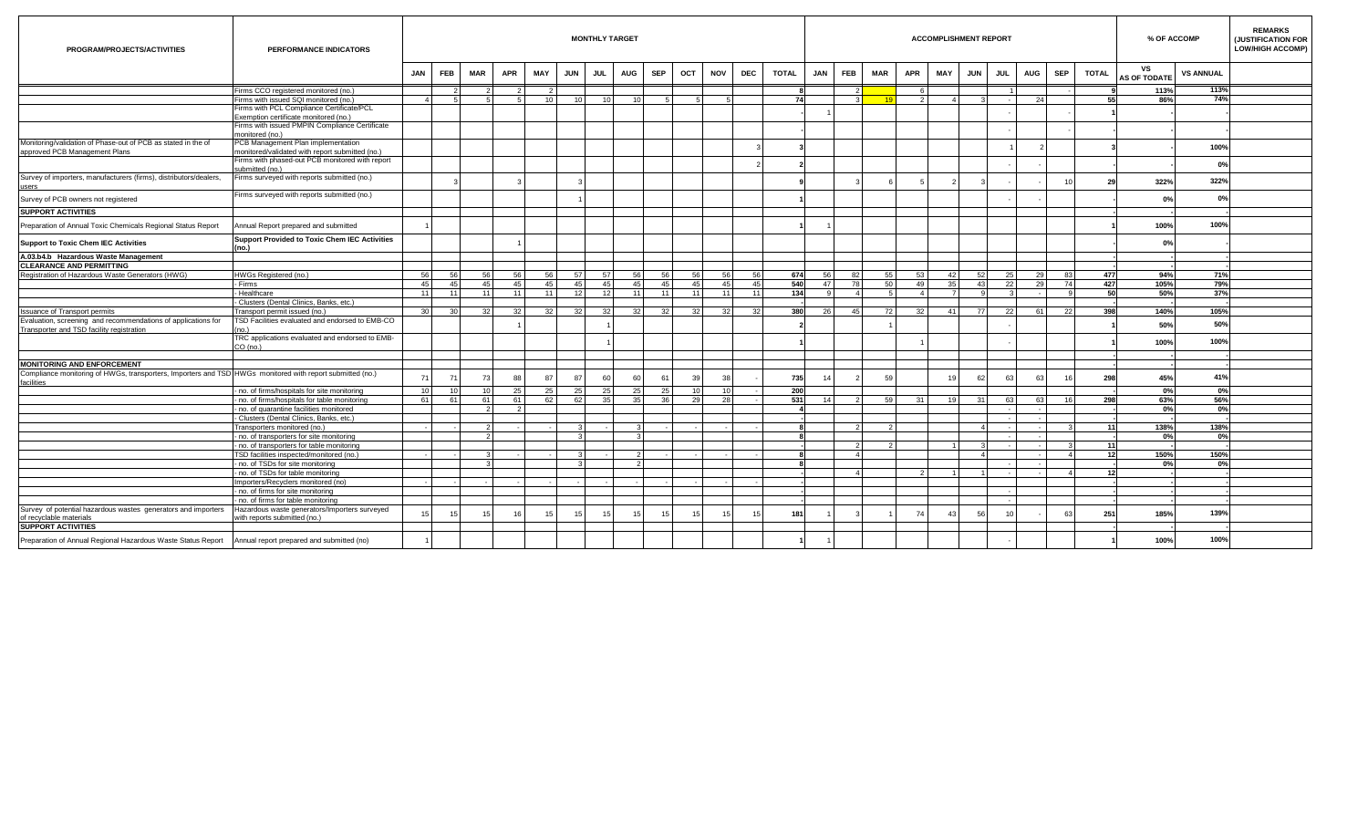| PROGRAM/PROJECTS/ACTIVITIES | PERFORMANCE INDICATORS | MONTHLY TARGET | | | | | | | | | | | | | ACCOMPLISHMENT REPORT | | | | | | | | | | % OF ACCOMP | | REMARKS (JUSTIFICATION FOR LOW/HIGH ACCOMP) |
|---|---|---|---|---|---|---|---|---|---|---|---|---|---|---|---|---|---|---|---|---|---|---|---|---|---|---|---|
| | | JAN | FEB | MAR | APR | MAY | JUN | JUL | AUG | SEP | OCT | NOV | DEC | TOTAL | JAN | FEB | MAR | APR | MAY | JUN | JUL | AUG | SEP | TOTAL | VS AS OF TODATE | VS ANNUAL | |
| | Firms CCO registered monitored (no.) | | 2 | 2 | 2 | 2 | | | | | | | | 8 | | 2 | | 6 | | | 1 | | - | 9 | 113% | 113% | |
| | Firms with issued SQI monitored (no.) | 4 | 5 | 5 | 5 | 10 | 10 | 10 | 10 | 5 | 5 | 5 | | 74 | | 3 | 19 | 2 | 4 | 3 | - | 24 | | 55 | 86% | 74% | |
| | Firms with PCL Compliance Certificate/PCL Exemption certificate monitored (no.) | | | | | | | | | | | | | - | 1 | | | | | | - | | - | 1 | - | - | |
| | Firms with issued PMPIN Compliance Certificate monitored (no.) | | | | | | | | | | | | | - | | | | | | | - | | - | | - | - | |
| Monitoring/validation of Phase-out of PCB as stated in the of approved PCB Management Plans | PCB Management Plan implementation monitored/validated with report submitted (no.) | | | | | | | | | | | | 3 | 3 | | | | | | | 1 | 2 | | 3 | - | 100% | |
| | Firms with phased-out PCB monitored with report submitted (no.) | | | | | | | | | | | | 2 | 2 | | | | | | | - | - | | | - | 0% | |
| Survey of importers, manufacturers (firms), distributors/dealers, users | Firms surveyed with reports submitted (no.) | | 3 | | 3 | | 3 | | | | | | | 9 | | 3 | 6 | 5 | 2 | 3 | - | - | 10 | 29 | 322% | 322% | |
| Survey of PCB owners not registered | Firms surveyed with reports submitted (no.) | | | | | | 1 | | | | | | | 1 | | | | | | | - | - | | | 0% | 0% | |
| **SUPPORT ACTIVITIES** | | | | | | | | | | | | | | | | | | | | | | | | | - | | |
| Preparation of Annual Toxic Chemicals Regional Status Report | Annual Report prepared and submitted | 1 | | | | | | | | | | | | 1 | 1 | | | | | | | | | 1 | 100% | 100% | |
| **Support to Toxic Chem IEC Activities** | **Support Provided to Toxic Chem IEC Activities (no.)** | | | | 1 | | | | | | | | | | | | | | | | | | | | 0% | - | |
| **A.03.b4.b Hazardous Waste Management** | | | | | | | | | | | | | | | | | | | | | | | | | - | - | |
| **CLEARANCE AND PERMITTING** | | | | | | | | | | | | | | | | | | | | | | | | | - | - | |
| Registration of Hazardous Waste Generators (HWG) | HWGs Registered (no.) | 56 | 56 | 56 | 56 | 56 | 57 | 57 | 56 | 56 | 56 | 56 | 56 | 674 | 56 | 82 | 55 | 53 | 42 | 52 | 25 | 29 | 83 | 477 | 94% | 71% | |
| | - Firms | 45 | 45 | 45 | 45 | 45 | 45 | 45 | 45 | 45 | 45 | 45 | 45 | 540 | 47 | 78 | 50 | 49 | 35 | 43 | 22 | 29 | 74 | 427 | 105% | 79% | |
| | - Healthcare | 11 | 11 | 11 | 11 | 11 | 12 | 12 | 11 | 11 | 11 | 11 | 11 | 134 | 9 | 4 | 5 | 4 | 7 | 9 | 3 | - | 9 | 50 | 50% | 37% | |
| | - Clusters (Dental Clinics, Banks, etc.) | | | | | | | | | | | | | | | | | | | | | | | | - | - | |
| Issuance of Transport permits | Transport permit issued (no.) | 30 | 30 | 32 | 32 | 32 | 32 | 32 | 32 | 32 | 32 | 32 | 32 | 380 | 26 | 45 | 72 | 32 | 41 | 77 | 22 | 61 | 22 | 398 | 140% | 105% | |
| Evaluation, screening and recommendations of applications for Transporter and TSD facility registration | TSD Facilities evaluated and endorsed to EMB-CO (no.) | | | | 1 | | | 1 | | | | | | 2 | | | 1 | | | | - | | | 1 | 50% | 50% | |
| | TRC applications evaluated and endorsed to EMB-CO (no.) | | | | | | | 1 | | | | | | 1 | | | | 1 | | | - | | | 1 | 100% | 100% | |
| | | | | | | | | | | | | | | | | | | | | | | | | | - | - | |
| **MONITORING AND ENFORCEMENT** | | | | | | | | | | | | | | | | | | | | | | | | | - | - | |
| Compliance monitoring of HWGs, transporters, Importers and TSD facilities | HWGs monitored with report submitted (no.) | 71 | 71 | 73 | 88 | 87 | 87 | 60 | 60 | 61 | 39 | 38 | - | 735 | 14 | 2 | 59 | | 19 | 62 | 63 | 63 | 16 | 298 | 45% | 41% | |
| | - no. of firms/hospitals for site monitoring | 10 | 10 | 10 | 25 | 25 | 25 | 25 | 25 | 25 | 10 | 10 | - | 200 | | | | | | | | | | | 0% | 0% | |
| | - no. of firms/hospitals for table monitoring | 61 | 61 | 61 | 61 | 62 | 62 | 35 | 35 | 36 | 29 | 28 | - | 531 | 14 | 2 | 59 | 31 | 19 | 31 | 63 | 63 | 16 | 298 | 63% | 56% | |
| | - no. of quarantine facilities monitored | | | 2 | 2 | | | | | | | | | 4 | | | | | | | | | | | 0% | 0% | |
| | - Clusters (Dental Clinics, Banks, etc.) | | | | | | | | | | | | | - | | | | | | | - | - | | | | | |
| | Transporters monitored (no.) | - | - | 2 | - | - | 3 | - | 3 | - | - | - | - | 8 | | 2 | 2 | | | 4 | - | - | 3 | 11 | 138% | 138% | |
| | - no. of transporters for site monitoring | | | 2 | | | 3 | | 3 | | | | | 8 | | | | | | | - | - | | | 0% | 0% | |
| | - no. of transporters for table monitoring | | | | | | | | | | | | | - | | 2 | 2 | | 1 | 3 | - | - | 3 | 11 | - | - | |
| | TSD facilities inspected/monitored (no.) | - | - | 3 | - | - | 3 | - | 2 | - | - | - | - | 8 | | 4 | | | | 4 | - | - | 4 | 12 | 150% | 150% | |
| | - no. of TSDs for site monitoring | | | 3 | | | 3 | | 2 | | | | | 8 | | | | | | | - | - | | | 0% | 0% | |
| | - no. of TSDs for table monitoring | | | | | | | | | | | | | - | | 4 | | 2 | 1 | 1 | - | - | 4 | 12 | - | - | |
| | Importers/Recyclers monitored (no) | - | - | - | - | - | - | - | - | - | - | - | - | - | | | | | | | | | | | - | - | |
| | - no. of firms for site monitoring | | | | | | | | | | | | | - | | | | | | | - | | | | - | - | |
| | - no. of firms for table monitoring | | | | | | | | | | | | | - | | | | | | | - | | | | - | - | |
| Survey of potential hazardous wastes generators and importers of recyclable materials | Hazardous waste generators/Importers surveyed with reports submitted (no.) | 15 | 15 | 15 | 16 | 15 | 15 | 15 | 15 | 15 | 15 | 15 | 15 | 181 | 1 | 3 | 1 | 74 | 43 | 56 | 10 | - | 63 | 251 | 185% | 139% | |
| **SUPPORT ACTIVITIES** | | | | | | | | | | | | | | | | | | | | | | | | | - | | |
| Preparation of Annual Regional Hazardous Waste Status Report | Annual report prepared and submitted (no) | 1 | | | | | | | | | | | | 1 | 1 | | | | | | - | | | 1 | 100% | 100% | |